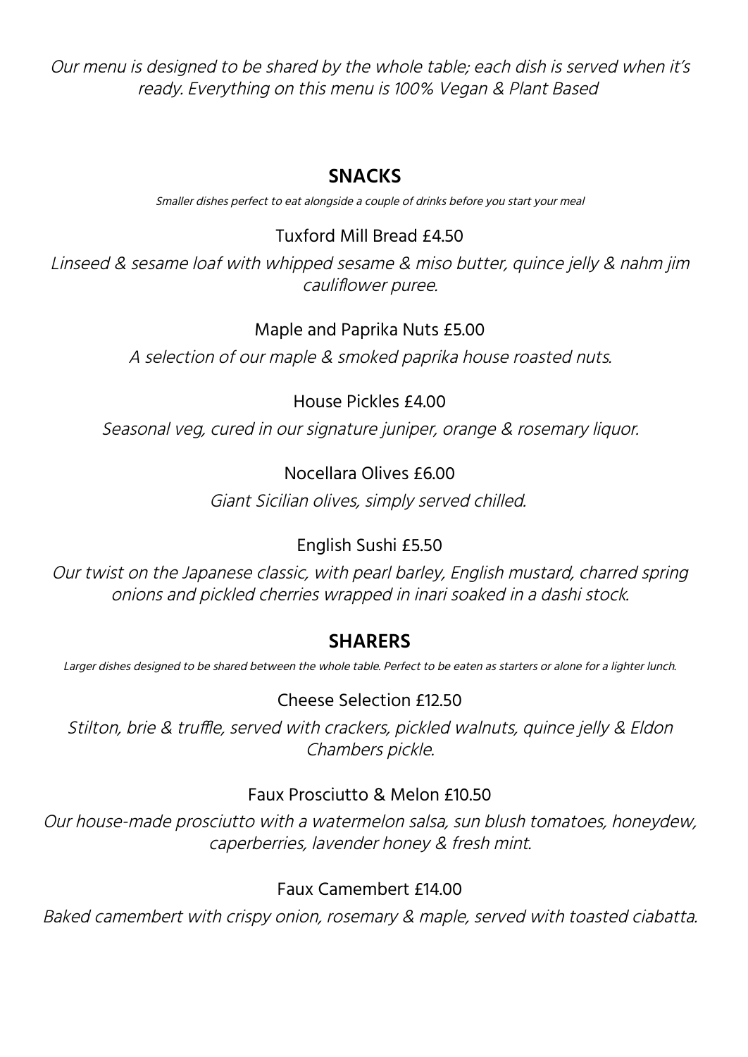*Our menu is designed to be shared by the whole table; each dish is served when it's ready. Everything on this menu is 100% Vegan & Plant Based*

## SNACKS

*Smaller dishes perfect to eat alongside a couple of drinks before you start your meal*

### Tuxford Mill Bread £4.50

*Linseed & sesame loaf with whipped sesame & miso butter, quince jelly & nahm jim cauliflower puree.*

### Maple and Paprika Nuts £5.00

*A selection of our maple & smoked paprika house roasted nuts.*

### House Pickles £4.00

*Seasonal veg, cured in our signature juniper, orange & rosemary liquor.*

### Nocellara Olives £6.00

*Giant Sicilian olives, simply served chilled.*

### English Sushi £5.50

*Our twist on the Japanese classic, with pearl barley, English mustard, charred spring onions and pickled cherries wrapped in inari soaked in a dashi stock.*

## SHARERS

*Larger dishes designed to be shared between the whole table. Perfect to be eaten as starters or alone for a lighter lunch.*

### Cheese Selection £12.50

*Stilton, brie & truffle, served with crackers, pickled walnuts, quince jelly & Eldon Chambers pickle.*

### Faux Prosciutto & Melon £10.50

*Our house-made prosciutto with a watermelon salsa, sun blush tomatoes, honeydew, caperberries, lavender honey & fresh mint.*

### Faux Camembert £14.00

*Baked camembert with crispy onion, rosemary & maple, served with toasted ciabatta.*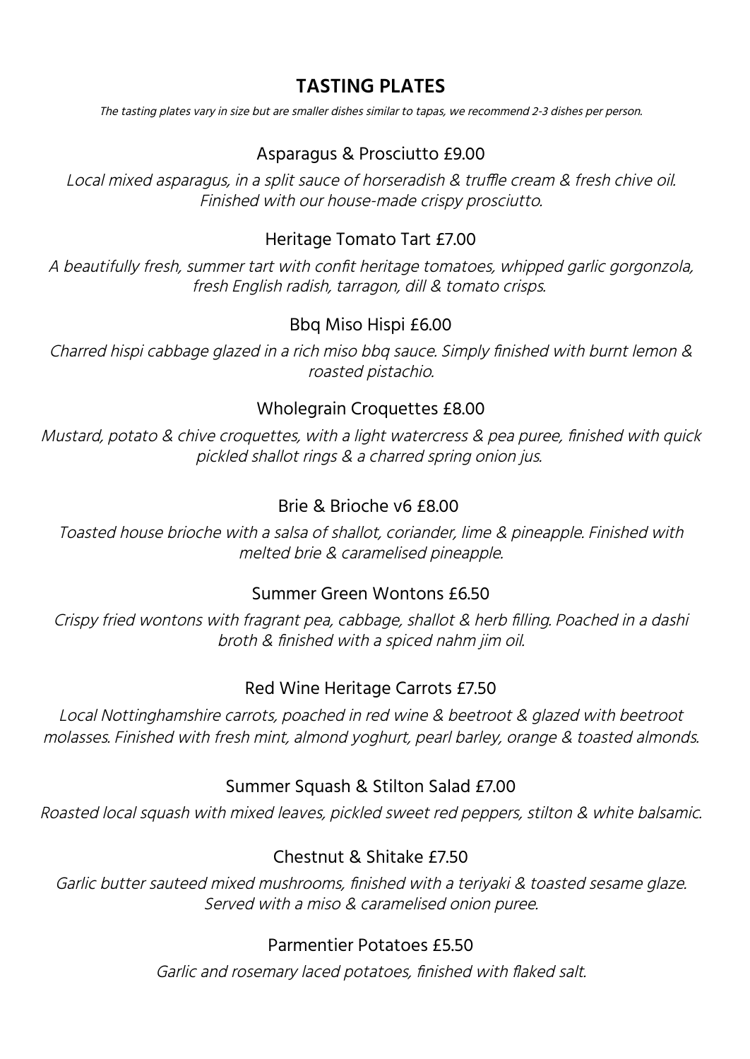## TASTING PLATES

*The tasting plates vary in size but are smaller dishes similar to tapas, we recommend 2-3 dishes per person.*

### Asparagus & Prosciutto £9.00

*Local mixed asparagus, in a split sauce of horseradish & truffle cream & fresh chive oil. Finished with our house-made crispy prosciutto.*

### Heritage Tomato Tart £7.00

*A beautifully fresh, summer tart with confit heritage tomatoes, whipped garlic gorgonzola, fresh English radish, tarragon, dill & tomato crisps.*

### Bbq Miso Hispi £6.00

*Charred hispi cabbage glazed in a rich miso bbq sauce. Simply finished with burnt lemon & roasted pistachio.*

### Wholegrain Croquettes £8.00

*Mustard, potato & chive croquettes, with a light watercress & pea puree, finished with quick pickled shallot rings & a charred spring onion jus.*

### Brie & Brioche v6 £8.00

*Toasted house brioche with a salsa of shallot, coriander, lime & pineapple. Finished with melted brie & caramelised pineapple.*

### Summer Green Wontons £6.50

*Crispy fried wontons with fragrant pea, cabbage, shallot & herb filling. Poached in a dashi broth & finished with a spiced nahm jim oil.*

### Red Wine Heritage Carrots £7.50

*Local Nottinghamshire carrots, poached in red wine & beetroot & glazed with beetroot molasses. Finished with fresh mint, almond yoghurt, pearl barley, orange & toasted almonds.*

### Summer Squash & Stilton Salad £7.00

*Roasted local squash with mixed leaves, pickled sweet red peppers, stilton & white balsamic.*

### Chestnut & Shitake £7.50

*Garlic butter sauteed mixed mushrooms, finished with a teriyaki & toasted sesame glaze. Served with a miso & caramelised onion puree.*

### Parmentier Potatoes £5.50

*Garlic and rosemary laced potatoes, finished with flaked salt.*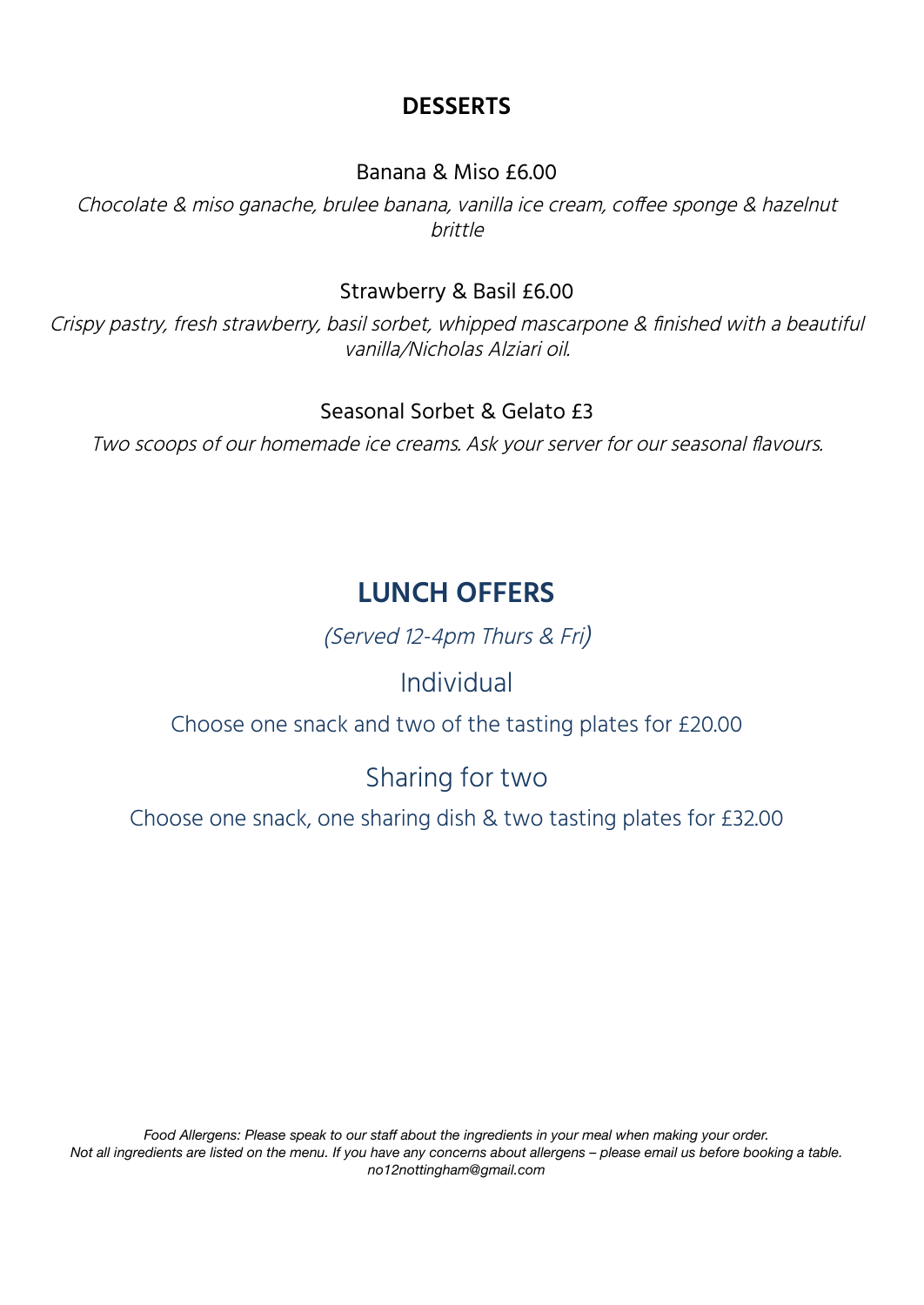## DESSERTS

### Banana & Miso £6.00

*Chocolate & miso ganache, brulee banana, vanilla ice cream, coffee sponge & hazelnut brittle*

### Strawberry & Basil £6.00

*Crispy pastry, fresh strawberry, basil sorbet, whipped mascarpone & finished with a beautiful vanilla/Nicholas Alziari oil.*

### Seasonal Sorbet & Gelato £3

*Two scoops of our homemade ice creams. Ask your server for our seasonal flavours.*

## LUNCH OFFERS

*(Served 12-4pm Thurs & Fri)*

### Individual

Choose one snack and two of the tasting plates for £20.00

### Sharing for two

Choose one snack, one sharing dish & two tasting plates for £32.00

*Food Allergens: Please speak to our staff about the ingredients in your meal when making your order.*
*Not all ingredients are listed on the menu. If you have any concerns about allergens – please email us before booking a table.*
*no12nottingham@gmail.com*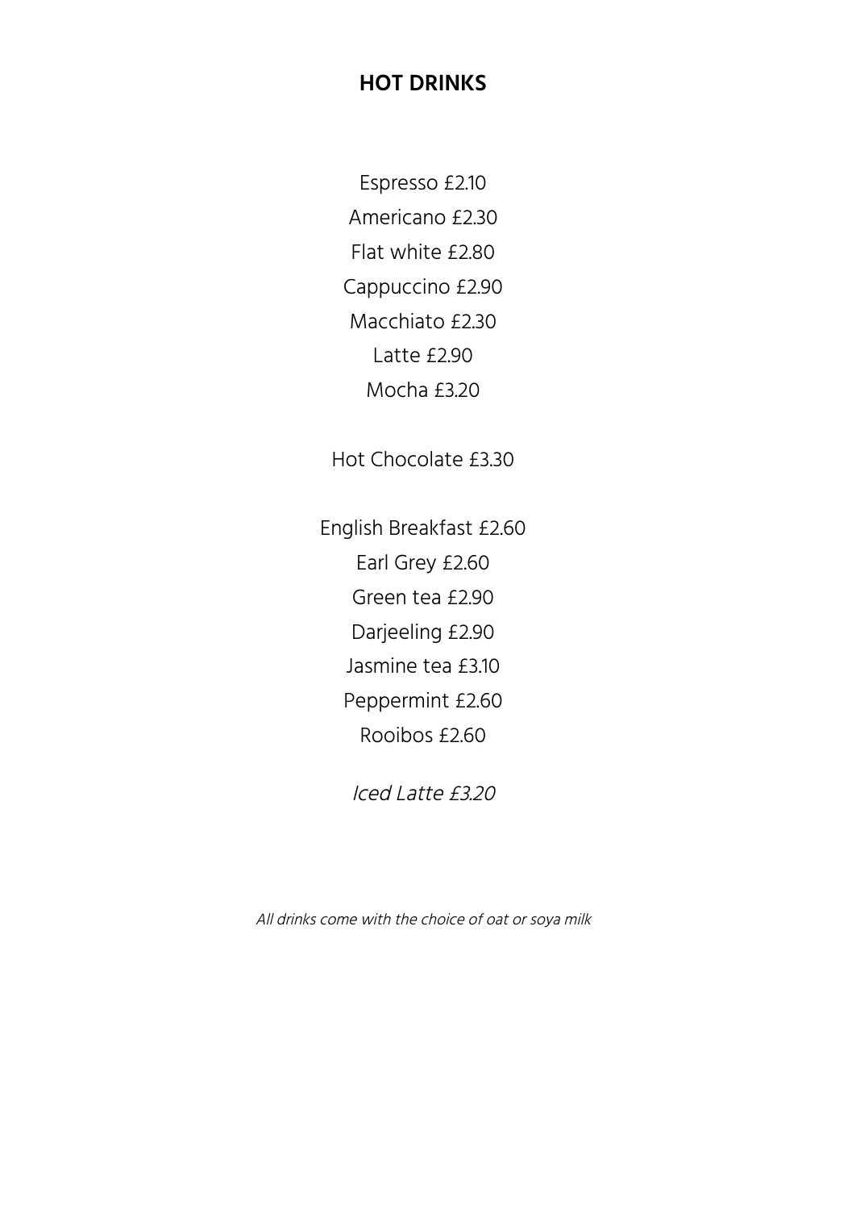## HOT DRINKS

Espresso £2.10

Americano £2.30

Flat white £2.80

Cappuccino £2.90

Macchiato £2.30

Latte £2.90

Mocha £3.20

Hot Chocolate £3.30

English Breakfast £2.60

Earl Grey £2.60

Green tea £2.90

Darjeeling £2.90

Jasmine tea £3.10

Peppermint £2.60

Rooibos £2.60

*Iced Latte £3.20*

*All drinks come with the choice of oat or soya milk*